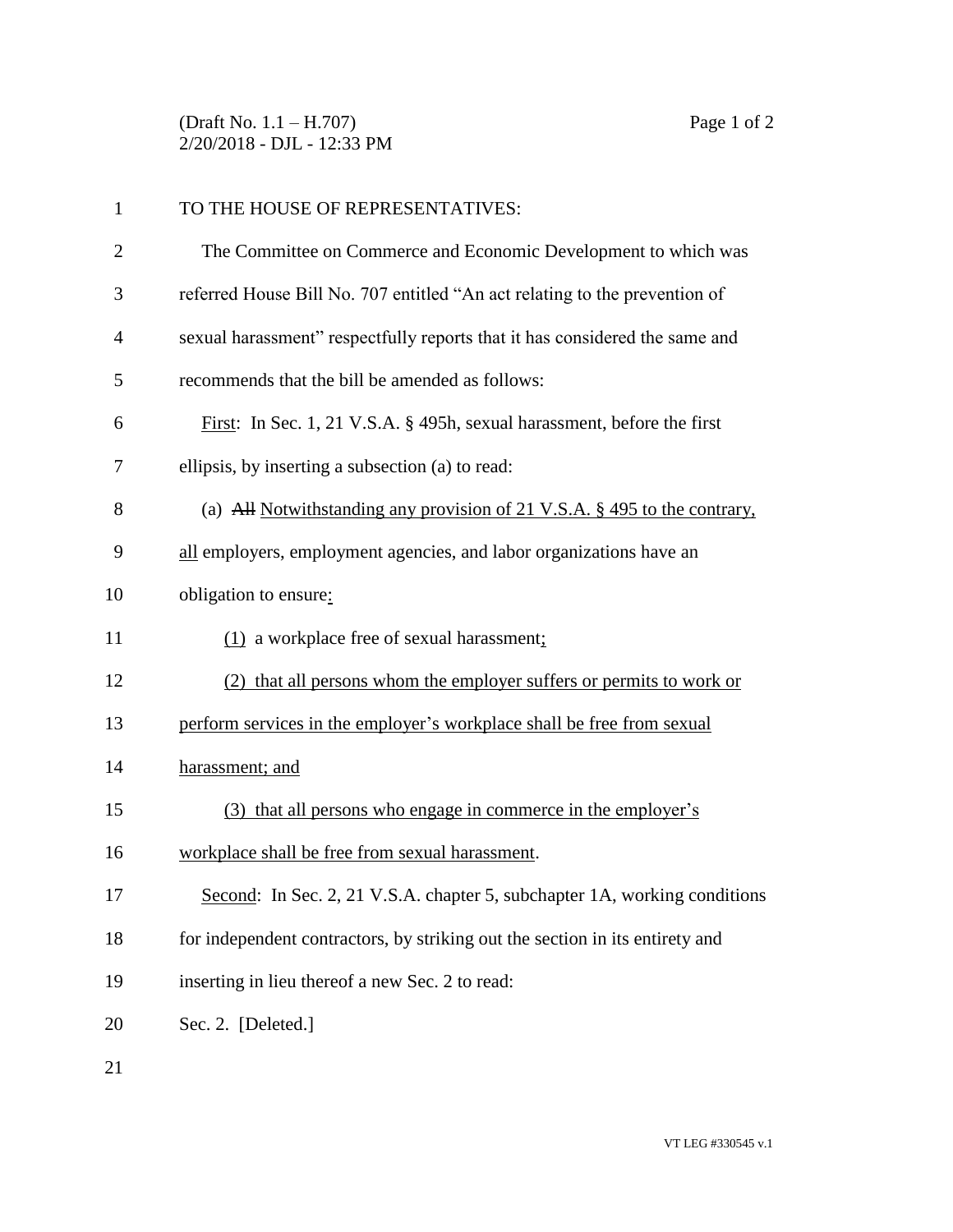TO THE HOUSE OF REPRESENTATIVES:

The Committee on Commerce and Economic Development to which was referred House Bill No. 707 entitled "An act relating to the prevention of sexual harassment" respectfully reports that it has considered the same and recommends that the bill be amended as follows:

First: In Sec. 1, 21 V.S.A. § 495h, sexual harassment, before the first ellipsis, by inserting a subsection (a) to read:

(a) ~~All~~ Notwithstanding any provision of 21 V.S.A. § 495 to the contrary, all employers, employment agencies, and labor organizations have an obligation to ensure:

(1) a workplace free of sexual harassment;

(2) that all persons whom the employer suffers or permits to work or perform services in the employer's workplace shall be free from sexual harassment; and

(3) that all persons who engage in commerce in the employer's workplace shall be free from sexual harassment.

Second: In Sec. 2, 21 V.S.A. chapter 5, subchapter 1A, working conditions for independent contractors, by striking out the section in its entirety and inserting in lieu thereof a new Sec. 2 to read:

Sec. 2. [Deleted.]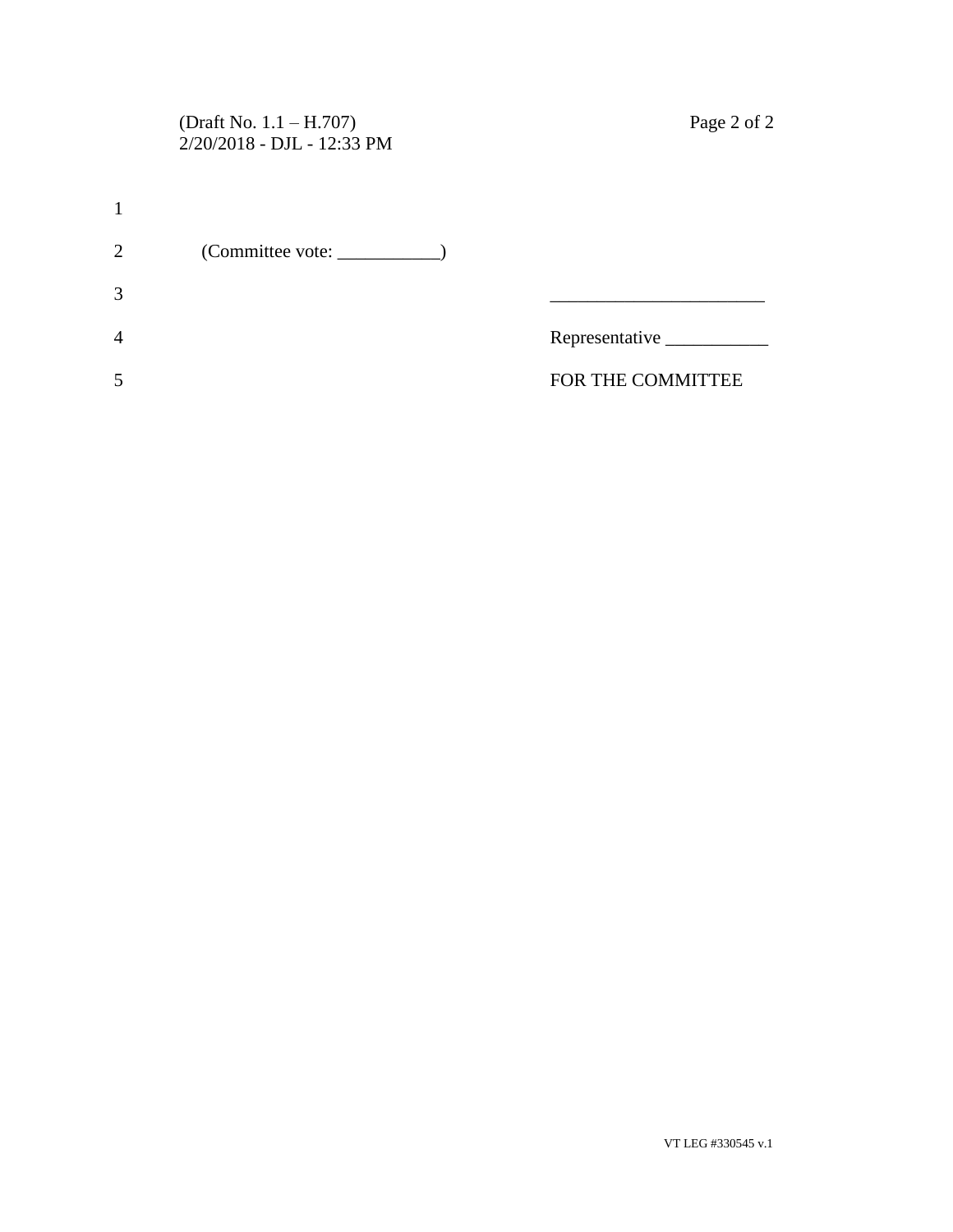(Committee vote: ___________)

_______________________

Representative ___________

FOR THE COMMITTEE